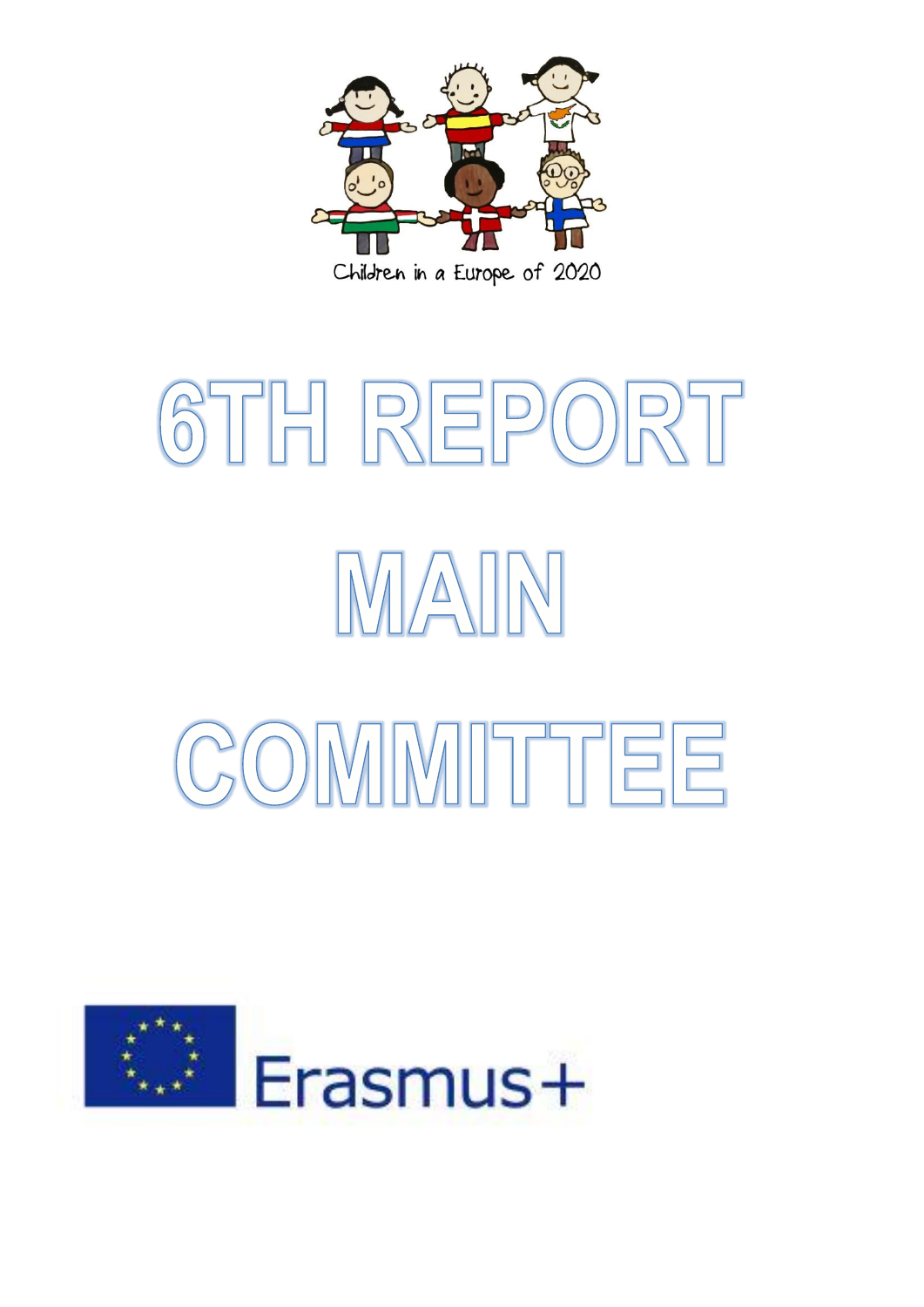Children in a Europe of 2020

# 6TH REPORT MAIN COMMITTEE

Erasmus+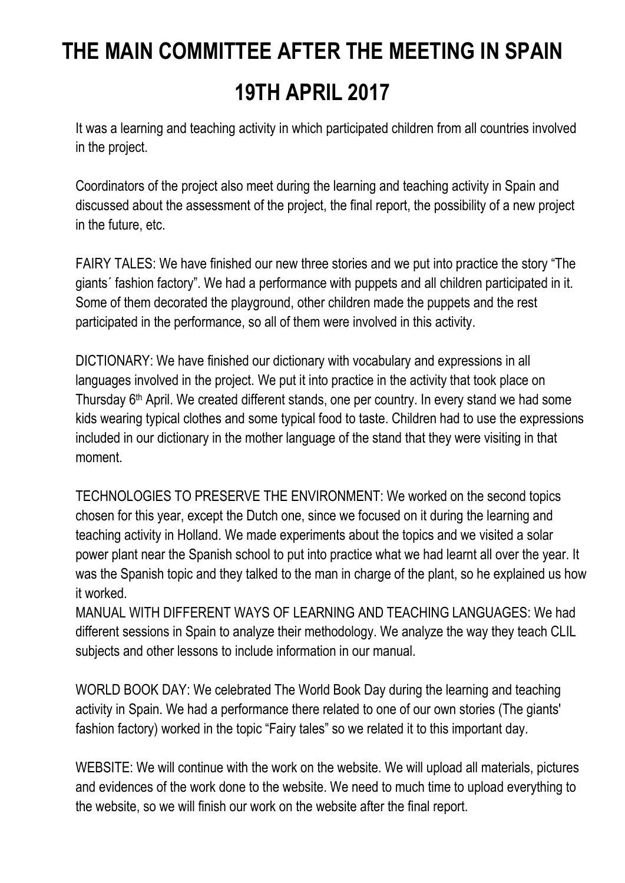# THE MAIN COMMITTEE AFTER THE MEETING IN SPAIN

# 19TH APRIL 2017

It was a learning and teaching activity in which participated children from all countries involved in the project.

Coordinators of the project also meet during the learning and teaching activity in Spain and discussed about the assessment of the project, the final report, the possibility of a new project in the future, etc.

FAIRY TALES: We have finished our new three stories and we put into practice the story "The giants´ fashion factory". We had a performance with puppets and all children participated in it. Some of them decorated the playground, other children made the puppets and the rest participated in the performance, so all of them were involved in this activity.

DICTIONARY: We have finished our dictionary with vocabulary and expressions in all languages involved in the project. We put it into practice in the activity that took place on Thursday 6th April. We created different stands, one per country. In every stand we had some kids wearing typical clothes and some typical food to taste. Children had to use the expressions included in our dictionary in the mother language of the stand that they were visiting in that moment.

TECHNOLOGIES TO PRESERVE THE ENVIRONMENT: We worked on the second topics chosen for this year, except the Dutch one, since we focused on it during the learning and teaching activity in Holland. We made experiments about the topics and we visited a solar power plant near the Spanish school to put into practice what we had learnt all over the year. It was the Spanish topic and they talked to the man in charge of the plant, so he explained us how it worked.

MANUAL WITH DIFFERENT WAYS OF LEARNING AND TEACHING LANGUAGES: We had different sessions in Spain to analyze their methodology. We analyze the way they teach CLIL subjects and other lessons to include information in our manual.

WORLD BOOK DAY: We celebrated The World Book Day during the learning and teaching activity in Spain. We had a performance there related to one of our own stories (The giants' fashion factory) worked in the topic "Fairy tales" so we related it to this important day.

WEBSITE: We will continue with the work on the website. We will upload all materials, pictures and evidences of the work done to the website. We need to much time to upload everything to the website, so we will finish our work on the website after the final report.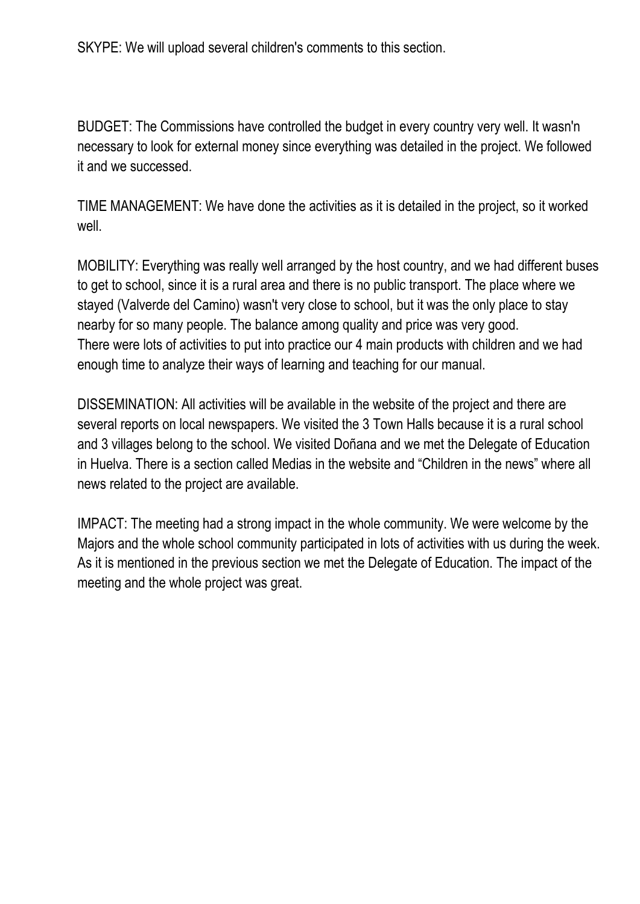SKYPE: We will upload several children's comments to this section.

BUDGET: The Commissions have controlled the budget in every country very well. It wasn'n necessary to look for external money since everything was detailed in the project. We followed it and we successed.

TIME MANAGEMENT: We have done the activities as it is detailed in the project, so it worked well.

MOBILITY: Everything was really well arranged by the host country, and we had different buses to get to school, since it is a rural area and there is no public transport. The place where we stayed (Valverde del Camino) wasn't very close to school, but it was the only place to stay nearby for so many people. The balance among quality and price was very good.
There were lots of activities to put into practice our 4 main products with children and we had enough time to analyze their ways of learning and teaching for our manual.

DISSEMINATION: All activities will be available in the website of the project and there are several reports on local newspapers. We visited the 3 Town Halls because it is a rural school and 3 villages belong to the school. We visited Doñana and we met the Delegate of Education in Huelva. There is a section called Medias in the website and “Children in the news” where all news related to the project are available.

IMPACT: The meeting had a strong impact in the whole community. We were welcome by the Majors and the whole school community participated in lots of activities with us during the week. As it is mentioned in the previous section we met the Delegate of Education. The impact of the meeting and the whole project was great.